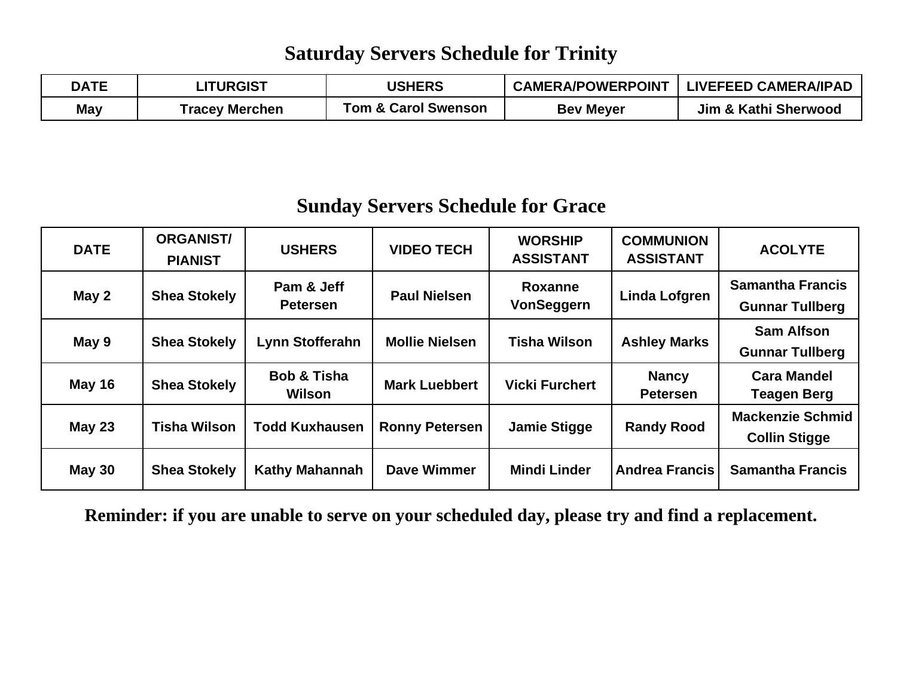## Saturday Servers Schedule for Trinity

| DATE | LITURGIST | USHERS | CAMERA/POWERPOINT | LIVEFEED CAMERA/IPAD |
|---|---|---|---|---|
| May | Tracey Merchen | Tom & Carol Swenson | Bev Meyer | Jim & Kathi Sherwood |

## Sunday Servers Schedule for Grace

| DATE | ORGANIST/ PIANIST | USHERS | VIDEO TECH | WORSHIP ASSISTANT | COMMUNION ASSISTANT | ACOLYTE |
|---|---|---|---|---|---|---|
| May 2 | Shea Stokely | Pam & Jeff Petersen | Paul Nielsen | Roxanne VonSeggern | Linda Lofgren | Samantha Francis Gunnar Tullberg |
| May 9 | Shea Stokely | Lynn Stofferahn | Mollie Nielsen | Tisha Wilson | Ashley Marks | Sam Alfson Gunnar Tullberg |
| May 16 | Shea Stokely | Bob & Tisha Wilson | Mark Luebbert | Vicki Furchert | Nancy Petersen | Cara Mandel Teagen Berg |
| May 23 | Tisha Wilson | Todd Kuxhausen | Ronny Petersen | Jamie Stigge | Randy Rood | Mackenzie Schmid Collin Stigge |
| May 30 | Shea Stokely | Kathy Mahannah | Dave Wimmer | Mindi Linder | Andrea Francis | Samantha Francis |

**Reminder: if you are unable to serve on your scheduled day, please try and find a replacement.**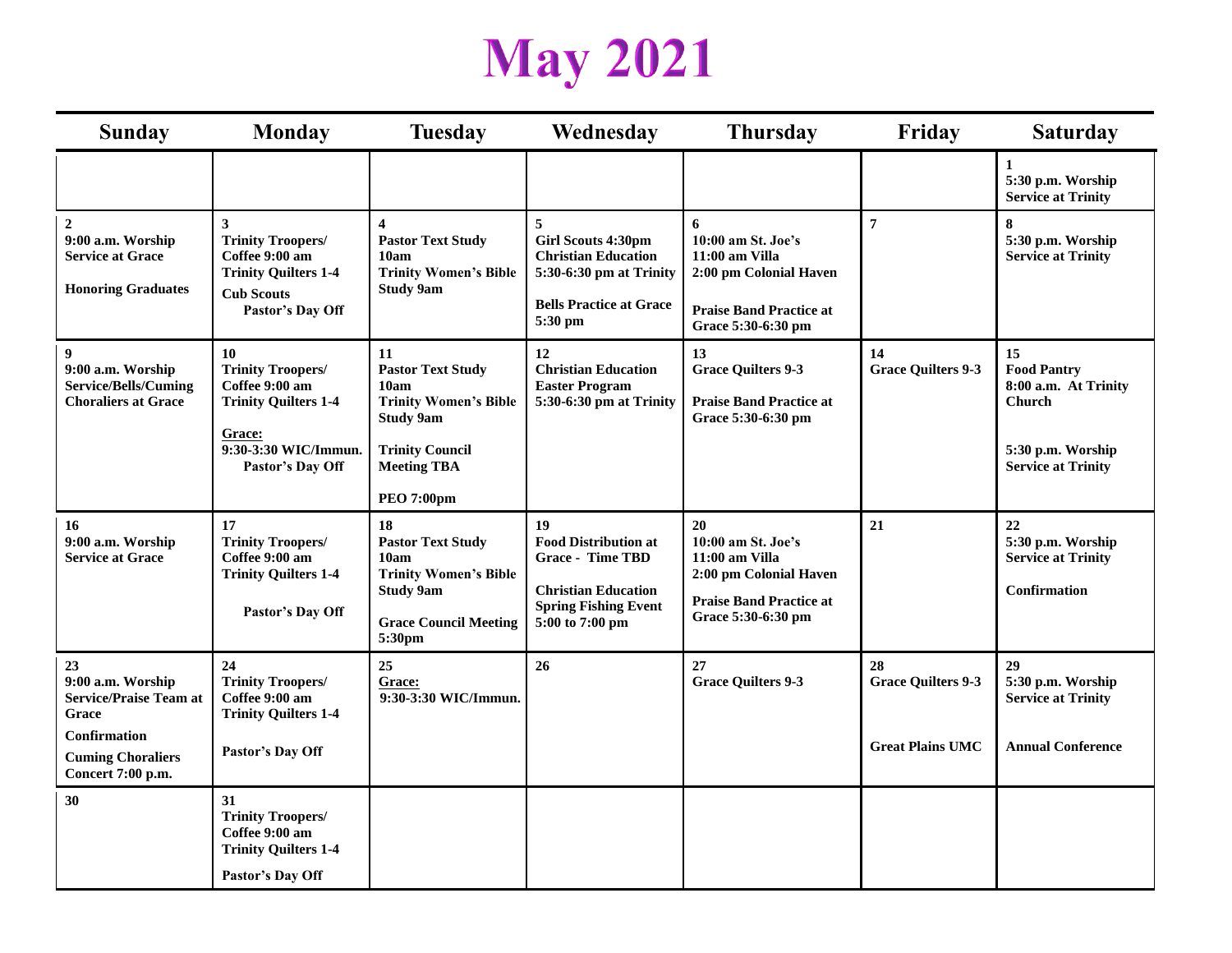# May 2021

| Sunday | Monday | Tuesday | Wednesday | Thursday | Friday | Saturday |
|---|---|---|---|---|---|---|
| | | | | | | **1**<br>**5:30 p.m. Worship Service at Trinity** |
| **2**<br>**9:00 a.m. Worship Service at Grace**<br><br>**Honoring Graduates** | **3**<br>**Trinity Troopers/ Coffee 9:00 am**<br>**Trinity Quilters 1-4**<br>**Cub Scouts**<br>**Pastor's Day Off** | **4**<br>**Pastor Text Study 10am**<br>**Trinity Women's Bible Study 9am** | **5**<br>**Girl Scouts 4:30pm**<br>**Christian Education 5:30-6:30 pm at Trinity**<br><br>**Bells Practice at Grace 5:30 pm** | **6**<br>**10:00 am St. Joe's**<br>**11:00 am Villa**<br>**2:00 pm Colonial Haven**<br><br>**Praise Band Practice at Grace 5:30-6:30 pm** | **7** | **8**<br>**5:30 p.m. Worship Service at Trinity** |
| **9**<br>**9:00 a.m. Worship Service/Bells/Cuming Choraliers at Grace** | **10**<br>**Trinity Troopers/ Coffee 9:00 am**<br>**Trinity Quilters 1-4**<br><br>**Grace:**<br>**9:30-3:30 WIC/Immun.**<br>**Pastor's Day Off** | **11**<br>**Pastor Text Study 10am**<br>**Trinity Women's Bible Study 9am**<br><br>**Trinity Council Meeting TBA**<br><br>**PEO 7:00pm** | **12**<br>**Christian Education Easter Program 5:30-6:30 pm at Trinity** | **13**<br>**Grace Quilters 9-3**<br><br>**Praise Band Practice at Grace 5:30-6:30 pm** | **14**<br>**Grace Quilters 9-3** | **15**<br>**Food Pantry 8:00 a.m. At Trinity Church**<br><br>**5:30 p.m. Worship Service at Trinity** |
| **16**<br>**9:00 a.m. Worship Service at Grace** | **17**<br>**Trinity Troopers/ Coffee 9:00 am**<br>**Trinity Quilters 1-4**<br><br>**Pastor's Day Off** | **18**<br>**Pastor Text Study 10am**<br>**Trinity Women's Bible Study 9am**<br><br>**Grace Council Meeting 5:30pm** | **19**<br>**Food Distribution at Grace - Time TBD**<br><br>**Christian Education Spring Fishing Event 5:00 to 7:00 pm** | **20**<br>**10:00 am St. Joe's**<br>**11:00 am Villa**<br>**2:00 pm Colonial Haven**<br><br>**Praise Band Practice at Grace 5:30-6:30 pm** | **21** | **22**<br>**5:30 p.m. Worship Service at Trinity**<br><br>**Confirmation** |
| **23**<br>**9:00 a.m. Worship Service/Praise Team at Grace**<br>**Confirmation**<br>**Cuming Choraliers Concert 7:00 p.m.** | **24**<br>**Trinity Troopers/ Coffee 9:00 am**<br>**Trinity Quilters 1-4**<br><br>**Pastor's Day Off** | **25**<br>**Grace:**<br>**9:30-3:30 WIC/Immun.** | **26** | **27**<br>**Grace Quilters 9-3** | **28**<br>**Grace Quilters 9-3**<br><br>**Great Plains UMC** | **29**<br>**5:30 p.m. Worship Service at Trinity**<br><br>**Annual Conference** |
| **30** | **31**<br>**Trinity Troopers/ Coffee 9:00 am**<br>**Trinity Quilters 1-4**<br>**Pastor's Day Off** | | | | | |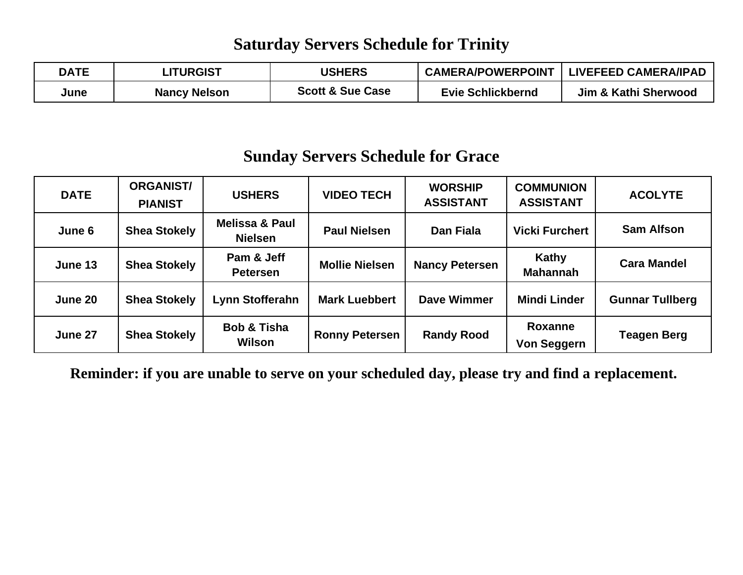## Saturday Servers Schedule for Trinity

| DATE | LITURGIST | USHERS | CAMERA/POWERPOINT | LIVEFEED CAMERA/IPAD |
|---|---|---|---|---|
| June | Nancy Nelson | Scott & Sue Case | Evie Schlickbernd | Jim & Kathi Sherwood |

## Sunday Servers Schedule for Grace

| DATE | ORGANIST/ PIANIST | USHERS | VIDEO TECH | WORSHIP ASSISTANT | COMMUNION ASSISTANT | ACOLYTE |
|---|---|---|---|---|---|---|
| June 6 | Shea Stokely | Melissa & Paul Nielsen | Paul Nielsen | Dan Fiala | Vicki Furchert | Sam Alfson |
| June 13 | Shea Stokely | Pam & Jeff Petersen | Mollie Nielsen | Nancy Petersen | Kathy Mahannah | Cara Mandel |
| June 20 | Shea Stokely | Lynn Stofferahn | Mark Luebbert | Dave Wimmer | Mindi Linder | Gunnar Tullberg |
| June 27 | Shea Stokely | Bob & Tisha Wilson | Ronny Petersen | Randy Rood | Roxanne Von Seggern | Teagen Berg |

**Reminder: if you are unable to serve on your scheduled day, please try and find a replacement.**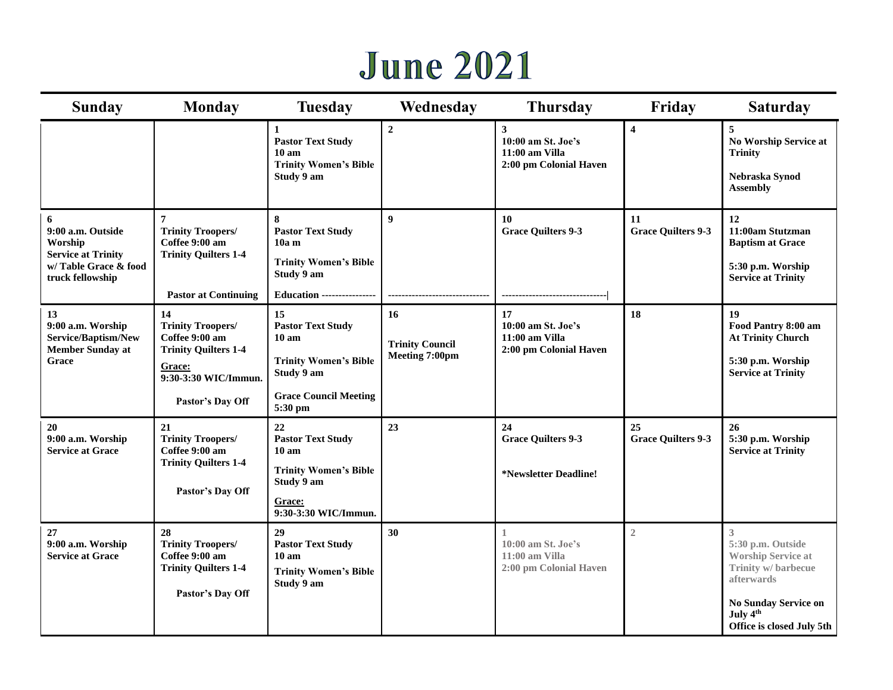# June 2021

| Sunday | Monday | Tuesday | Wednesday | Thursday | Friday | Saturday |
|---|---|---|---|---|---|---|
| | | **1** **Pastor Text Study 10 am** **Trinity Women's Bible Study 9 am** | **2** | **3** **10:00 am St. Joe's** **11:00 am Villa** **2:00 pm Colonial Haven** | **4** | **5** **No Worship Service at Trinity** **Nebraska Synod Assembly** |
| **6** **9:00 a.m. Outside Worship Service at Trinity w/ Table Grace & food truck fellowship** | **7** **Trinity Troopers/ Coffee 9:00 am** **Trinity Quilters 1-4** **Pastor at Continuing** | **8** **Pastor Text Study 10a m** **Trinity Women's Bible Study 9 am** **Education ----------------** | **9** **------------------------------** | **10** **Grace Quilters 9-3** **-------------------------------\|** | **11** **Grace Quilters 9-3** | **12** **11:00am Stutzman Baptism at Grace** **5:30 p.m. Worship Service at Trinity** |
| **13** **9:00 a.m. Worship Service/Baptism/New Member Sunday at Grace** | **14** **Trinity Troopers/ Coffee 9:00 am** **Trinity Quilters 1-4** **Grace:** **9:30-3:30 WIC/Immun.** **Pastor's Day Off** | **15** **Pastor Text Study 10 am** **Trinity Women's Bible Study 9 am** **Grace Council Meeting 5:30 pm** | **16** **Trinity Council Meeting 7:00pm** | **17** **10:00 am St. Joe's** **11:00 am Villa** **2:00 pm Colonial Haven** | **18** | **19** **Food Pantry 8:00 am At Trinity Church** **5:30 p.m. Worship Service at Trinity** |
| **20** **9:00 a.m. Worship Service at Grace** | **21** **Trinity Troopers/ Coffee 9:00 am** **Trinity Quilters 1-4** **Pastor's Day Off** | **22** **Pastor Text Study 10 am** **Trinity Women's Bible Study 9 am** **Grace:** **9:30-3:30 WIC/Immun.** | **23** | **24** **Grace Quilters 9-3** **\*Newsletter Deadline!** | **25** **Grace Quilters 9-3** | **26** **5:30 p.m. Worship Service at Trinity** |
| **27** **9:00 a.m. Worship Service at Grace** | **28** **Trinity Troopers/ Coffee 9:00 am** **Trinity Quilters 1-4** **Pastor's Day Off** | **29** **Pastor Text Study 10 am** **Trinity Women's Bible Study 9 am** | **30** | **1** **10:00 am St. Joe's** **11:00 am Villa** **2:00 pm Colonial Haven** | **2** | **3** **5:30 p.m. Outside Worship Service at Trinity w/ barbecue afterwards** **No Sunday Service on July 4th** **Office is closed July 5th** |